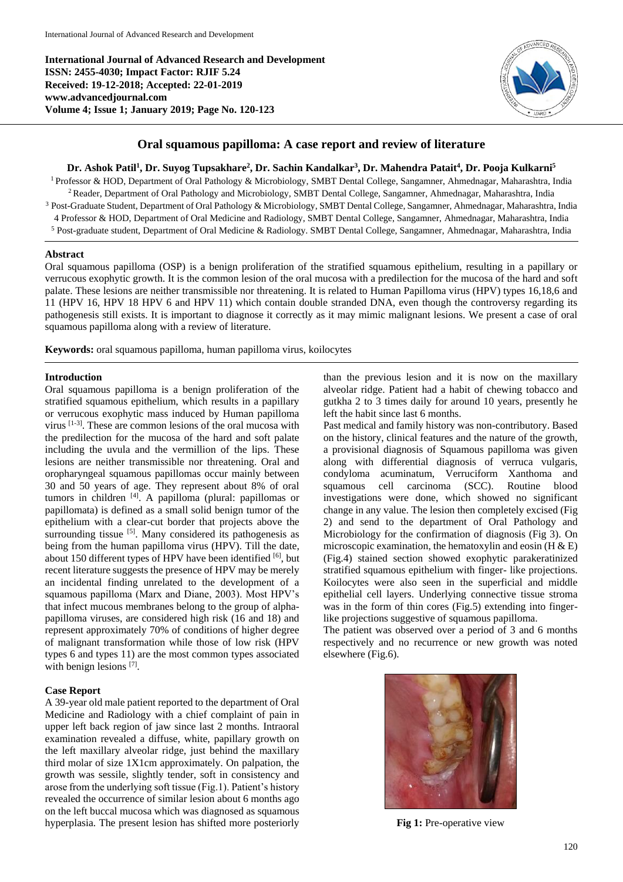**International Journal of Advanced Research and Development**
**ISSN: 2455-4030; Impact Factor: RJIF 5.24**
**Received: 19-12-2018; Accepted: 22-01-2019**
**www.advancedjournal.com**
**Volume 4; Issue 1; January 2019; Page No. 120-123**

# Oral squamous papilloma: A case report and review of literature

**Dr. Ashok Patil[1], Dr. Suyog Tupsakhare[2], Dr. Sachin Kandalkar[3], Dr. Mahendra Patait[4], Dr. Pooja Kulkarni[5]**

[1] Professor & HOD, Department of Oral Pathology & Microbiology, SMBT Dental College, Sangamner, Ahmednagar, Maharashtra, India
[2] Reader, Department of Oral Pathology and Microbiology, SMBT Dental College, Sangamner, Ahmednagar, Maharashtra, India
[3] Post-Graduate Student, Department of Oral Pathology & Microbiology, SMBT Dental College, Sangamner, Ahmednagar, Maharashtra, India
4 Professor & HOD, Department of Oral Medicine and Radiology, SMBT Dental College, Sangamner, Ahmednagar, Maharashtra, India
[5] Post-graduate student, Department of Oral Medicine & Radiology. SMBT Dental College, Sangamner, Ahmednagar, Maharashtra, India

## Abstract

Oral squamous papilloma (OSP) is a benign proliferation of the stratified squamous epithelium, resulting in a papillary or verrucous exophytic growth. It is the common lesion of the oral mucosa with a predilection for the mucosa of the hard and soft palate. These lesions are neither transmissible nor threatening. It is related to Human Papilloma virus (HPV) types 16,18,6 and 11 (HPV 16, HPV 18 HPV 6 and HPV 11) which contain double stranded DNA, even though the controversy regarding its pathogenesis still exists. It is important to diagnose it correctly as it may mimic malignant lesions. We present a case of oral squamous papilloma along with a review of literature.

**Keywords:** oral squamous papilloma, human papilloma virus, koilocytes

## Introduction

Oral squamous papilloma is a benign proliferation of the stratified squamous epithelium, which results in a papillary or verrucous exophytic mass induced by Human papilloma virus [1-3]. These are common lesions of the oral mucosa with the predilection for the mucosa of the hard and soft palate including the uvula and the vermillion of the lips. These lesions are neither transmissible nor threatening. Oral and oropharyngeal squamous papillomas occur mainly between 30 and 50 years of age. They represent about 8% of oral tumors in children [4]. A papilloma (plural: papillomas or papillomata) is defined as a small solid benign tumor of the epithelium with a clear-cut border that projects above the surrounding tissue [5]. Many considered its pathogenesis as being from the human papilloma virus (HPV). Till the date, about 150 different types of HPV have been identified [6], but recent literature suggests the presence of HPV may be merely an incidental finding unrelated to the development of a squamous papilloma (Marx and Diane, 2003). Most HPV's that infect mucous membranes belong to the group of alpha-papilloma viruses, are considered high risk (16 and 18) and represent approximately 70% of conditions of higher degree of malignant transformation while those of low risk (HPV types 6 and types 11) are the most common types associated with benign lesions [7].

## Case Report

A 39-year old male patient reported to the department of Oral Medicine and Radiology with a chief complaint of pain in upper left back region of jaw since last 2 months. Intraoral examination revealed a diffuse, white, papillary growth on the left maxillary alveolar ridge, just behind the maxillary third molar of size 1X1cm approximately. On palpation, the growth was sessile, slightly tender, soft in consistency and arose from the underlying soft tissue (Fig.1). Patient's history revealed the occurrence of similar lesion about 6 months ago on the left buccal mucosa which was diagnosed as squamous hyperplasia. The present lesion has shifted more posteriorly than the previous lesion and it is now on the maxillary alveolar ridge. Patient had a habit of chewing tobacco and gutkha 2 to 3 times daily for around 10 years, presently he left the habit since last 6 months.

Past medical and family history was non-contributory. Based on the history, clinical features and the nature of the growth, a provisional diagnosis of Squamous papilloma was given along with differential diagnosis of verruca vulgaris, condyloma acuminatum, Verruciform Xanthoma and squamous cell carcinoma (SCC). Routine blood investigations were done, which showed no significant change in any value. The lesion then completely excised (Fig 2) and send to the department of Oral Pathology and Microbiology for the confirmation of diagnosis (Fig 3). On microscopic examination, the hematoxylin and eosin (H & E) (Fig.4) stained section showed exophytic parakeratinized stratified squamous epithelium with finger- like projections. Koilocytes were also seen in the superficial and middle epithelial cell layers. Underlying connective tissue stroma was in the form of thin cores (Fig.5) extending into finger-like projections suggestive of squamous papilloma.

The patient was observed over a period of 3 and 6 months respectively and no recurrence or new growth was noted elsewhere (Fig.6).

**Fig 1:** Pre-operative view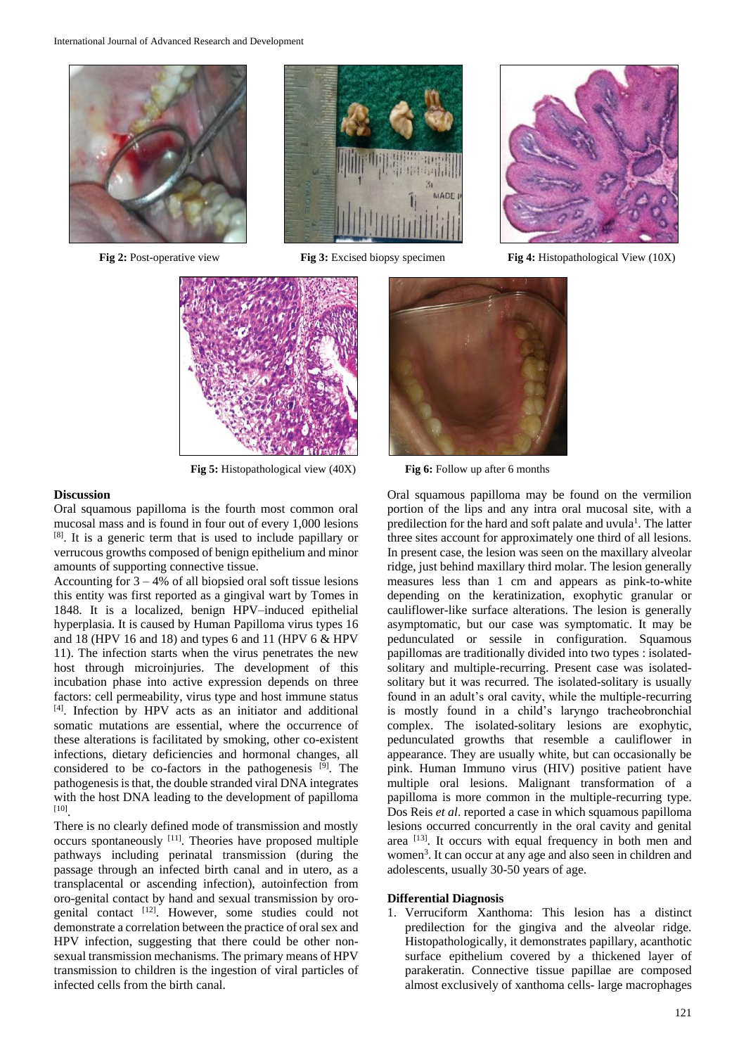Fig 2: Post-operative view

Fig 3: Excised biopsy specimen

Fig 4: Histopathological View (10X)

Fig 5: Histopathological view (40X)

Fig 6: Follow up after 6 months

## Discussion

Oral squamous papilloma is the fourth most common oral mucosal mass and is found in four out of every 1,000 lesions [8]. It is a generic term that is used to include papillary or verrucous growths composed of benign epithelium and minor amounts of supporting connective tissue.

Accounting for 3 – 4% of all biopsied oral soft tissue lesions this entity was first reported as a gingival wart by Tomes in 1848. It is a localized, benign HPV–induced epithelial hyperplasia. It is caused by Human Papilloma virus types 16 and 18 (HPV 16 and 18) and types 6 and 11 (HPV 6 & HPV 11). The infection starts when the virus penetrates the new host through microinjuries. The development of this incubation phase into active expression depends on three factors: cell permeability, virus type and host immune status [4]. Infection by HPV acts as an initiator and additional somatic mutations are essential, where the occurrence of these alterations is facilitated by smoking, other co-existent infections, dietary deficiencies and hormonal changes, all considered to be co-factors in the pathogenesis [9]. The pathogenesis is that, the double stranded viral DNA integrates with the host DNA leading to the development of papilloma [10].

There is no clearly defined mode of transmission and mostly occurs spontaneously [11]. Theories have proposed multiple pathways including perinatal transmission (during the passage through an infected birth canal and in utero, as a transplacental or ascending infection), autoinfection from oro-genital contact by hand and sexual transmission by oro-genital contact [12]. However, some studies could not demonstrate a correlation between the practice of oral sex and HPV infection, suggesting that there could be other non-sexual transmission mechanisms. The primary means of HPV transmission to children is the ingestion of viral particles of infected cells from the birth canal.

Oral squamous papilloma may be found on the vermilion portion of the lips and any intra oral mucosal site, with a predilection for the hard and soft palate and uvula[1]. The latter three sites account for approximately one third of all lesions. In present case, the lesion was seen on the maxillary alveolar ridge, just behind maxillary third molar. The lesion generally measures less than 1 cm and appears as pink-to-white depending on the keratinization, exophytic granular or cauliflower-like surface alterations. The lesion is generally asymptomatic, but our case was symptomatic. It may be pedunculated or sessile in configuration. Squamous papillomas are traditionally divided into two types : isolated-solitary and multiple-recurring. Present case was isolated-solitary but it was recurred. The isolated-solitary is usually found in an adult's oral cavity, while the multiple-recurring is mostly found in a child's laryngo tracheobronchial complex. The isolated-solitary lesions are exophytic, pedunculated growths that resemble a cauliflower in appearance. They are usually white, but can occasionally be pink. Human Immuno virus (HIV) positive patient have multiple oral lesions. Malignant transformation of a papilloma is more common in the multiple-recurring type. Dos Reis *et al*. reported a case in which squamous papilloma lesions occurred concurrently in the oral cavity and genital area [13]. It occurs with equal frequency in both men and women[3]. It can occur at any age and also seen in children and adolescents, usually 30-50 years of age.

## Differential Diagnosis

1. Verruciform Xanthoma: This lesion has a distinct predilection for the gingiva and the alveolar ridge. Histopathologically, it demonstrates papillary, acanthotic surface epithelium covered by a thickened layer of parakeratin. Connective tissue papillae are composed almost exclusively of xanthoma cells- large macrophages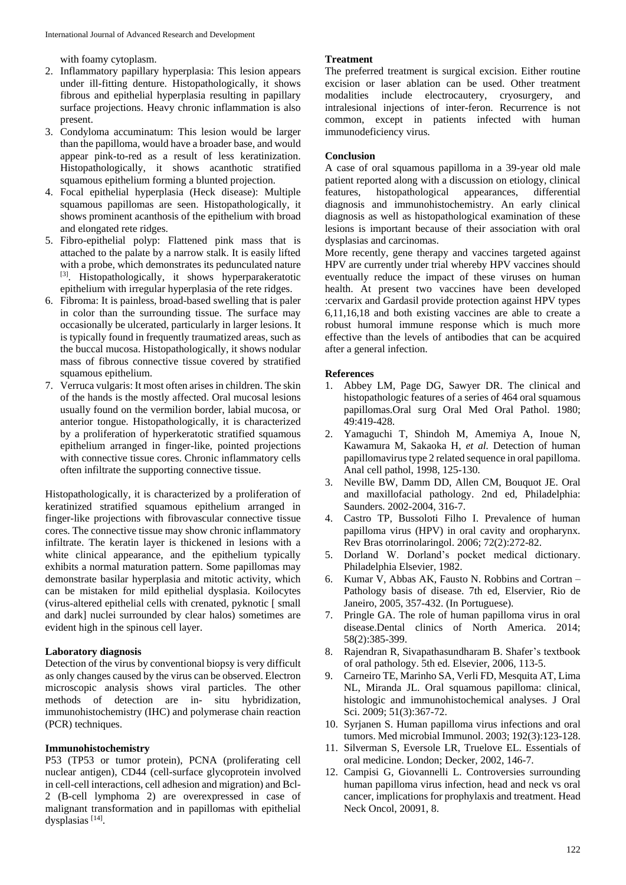with foamy cytoplasm.

2. Inflammatory papillary hyperplasia: This lesion appears under ill-fitting denture. Histopathologically, it shows fibrous and epithelial hyperplasia resulting in papillary surface projections. Heavy chronic inflammation is also present.
3. Condyloma accuminatum: This lesion would be larger than the papilloma, would have a broader base, and would appear pink-to-red as a result of less keratinization. Histopathologically, it shows acanthotic stratified squamous epithelium forming a blunted projection.
4. Focal epithelial hyperplasia (Heck disease): Multiple squamous papillomas are seen. Histopathologically, it shows prominent acanthosis of the epithelium with broad and elongated rete ridges.
5. Fibro-epithelial polyp: Flattened pink mass that is attached to the palate by a narrow stalk. It is easily lifted with a probe, which demonstrates its pedunculated nature [3]. Histopathologically, it shows hyperparakeratotic epithelium with irregular hyperplasia of the rete ridges.
6. Fibroma: It is painless, broad-based swelling that is paler in color than the surrounding tissue. The surface may occasionally be ulcerated, particularly in larger lesions. It is typically found in frequently traumatized areas, such as the buccal mucosa. Histopathologically, it shows nodular mass of fibrous connective tissue covered by stratified squamous epithelium.
7. Verruca vulgaris: It most often arises in children. The skin of the hands is the mostly affected. Oral mucosal lesions usually found on the vermilion border, labial mucosa, or anterior tongue. Histopathologically, it is characterized by a proliferation of hyperkeratotic stratified squamous epithelium arranged in finger-like, pointed projections with connective tissue cores. Chronic inflammatory cells often infiltrate the supporting connective tissue.

Histopathologically, it is characterized by a proliferation of keratinized stratified squamous epithelium arranged in finger-like projections with fibrovascular connective tissue cores. The connective tissue may show chronic inflammatory infiltrate. The keratin layer is thickened in lesions with a white clinical appearance, and the epithelium typically exhibits a normal maturation pattern. Some papillomas may demonstrate basilar hyperplasia and mitotic activity, which can be mistaken for mild epithelial dysplasia. Koilocytes (virus-altered epithelial cells with crenated, pyknotic [ small and dark] nuclei surrounded by clear halos) sometimes are evident high in the spinous cell layer.

**Laboratory diagnosis**

Detection of the virus by conventional biopsy is very difficult as only changes caused by the virus can be observed. Electron microscopic analysis shows viral particles. The other methods of detection are in- situ hybridization, immunohistochemistry (IHC) and polymerase chain reaction (PCR) techniques.

**Immunohistochemistry**

P53 (TP53 or tumor protein), PCNA (proliferating cell nuclear antigen), CD44 (cell-surface glycoprotein involved in cell-cell interactions, cell adhesion and migration) and Bcl-2 (B-cell lymphoma 2) are overexpressed in case of malignant transformation and in papillomas with epithelial dysplasias [14].

**Treatment**

The preferred treatment is surgical excision. Either routine excision or laser ablation can be used. Other treatment modalities include electrocautery, cryosurgery, and intralesional injections of inter-feron. Recurrence is not common, except in patients infected with human immunodeficiency virus.

**Conclusion**

A case of oral squamous papilloma in a 39-year old male patient reported along with a discussion on etiology, clinical features, histopathological appearances, differential diagnosis and immunohistochemistry. An early clinical diagnosis as well as histopathological examination of these lesions is important because of their association with oral dysplasias and carcinomas.

More recently, gene therapy and vaccines targeted against HPV are currently under trial whereby HPV vaccines should eventually reduce the impact of these viruses on human health. At present two vaccines have been developed :cervarix and Gardasil provide protection against HPV types 6,11,16,18 and both existing vaccines are able to create a robust humoral immune response which is much more effective than the levels of antibodies that can be acquired after a general infection.

**References**

1. Abbey LM, Page DG, Sawyer DR. The clinical and histopathologic features of a series of 464 oral squamous papillomas.Oral surg Oral Med Oral Pathol. 1980; 49:419-428.
2. Yamaguchi T, Shindoh M, Amemiya A, Inoue N, Kawamura M, Sakaoka H, *et al.* Detection of human papillomavirus type 2 related sequence in oral papilloma. Anal cell pathol, 1998, 125-130.
3. Neville BW, Damm DD, Allen CM, Bouquot JE. Oral and maxillofacial pathology. 2nd ed, Philadelphia: Saunders. 2002-2004, 316-7.
4. Castro TP, Bussoloti Filho I. Prevalence of human papilloma virus (HPV) in oral cavity and oropharynx. Rev Bras otorrinolaringol. 2006; 72(2):272-82.
5. Dorland W. Dorland's pocket medical dictionary. Philadelphia Elsevier, 1982.
6. Kumar V, Abbas AK, Fausto N. Robbins and Cortran – Pathology basis of disease. 7th ed, Elservier, Rio de Janeiro, 2005, 357-432. (In Portuguese).
7. Pringle GA. The role of human papilloma virus in oral disease.Dental clinics of North America. 2014; 58(2):385-399.
8. Rajendran R, Sivapathasundharam B. Shafer's textbook of oral pathology. 5th ed. Elsevier, 2006, 113-5.
9. Carneiro TE, Marinho SA, Verli FD, Mesquita AT, Lima NL, Miranda JL. Oral squamous papilloma: clinical, histologic and immunohistochemical analyses. J Oral Sci. 2009; 51(3):367-72.
10. Syrjanen S. Human papilloma virus infections and oral tumors. Med microbial Immunol. 2003; 192(3):123-128.
11. Silverman S, Eversole LR, Truelove EL. Essentials of oral medicine. London; Decker, 2002, 146-7.
12. Campisi G, Giovannelli L. Controversies surrounding human papilloma virus infection, head and neck vs oral cancer, implications for prophylaxis and treatment. Head Neck Oncol, 20091, 8.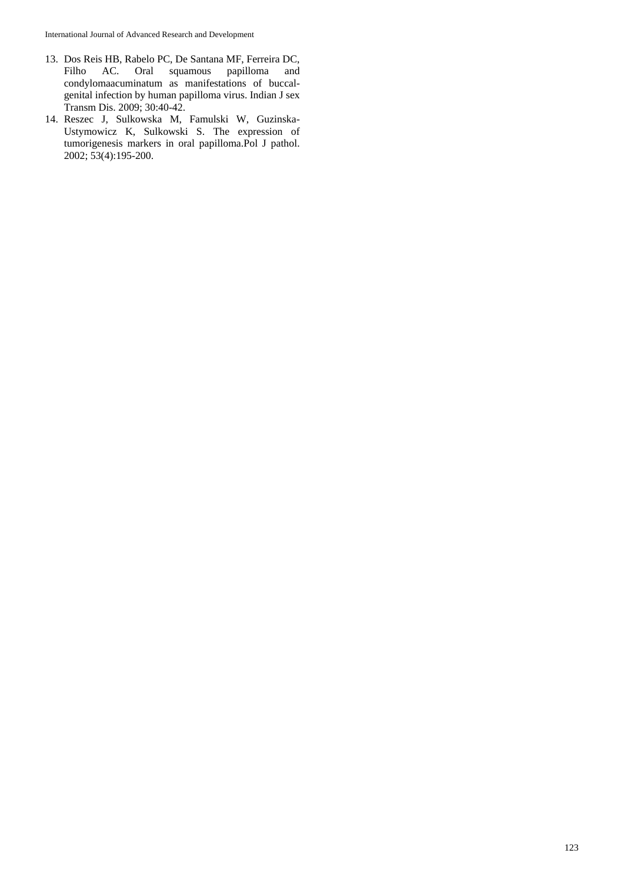13. Dos Reis HB, Rabelo PC, De Santana MF, Ferreira DC, Filho AC. Oral squamous papilloma and condylomaacuminatum as manifestations of buccal-genital infection by human papilloma virus. Indian J sex Transm Dis. 2009; 30:40-42.
14. Reszec J, Sulkowska M, Famulski W, Guzinska-Ustymowicz K, Sulkowski S. The expression of tumorigenesis markers in oral papilloma.Pol J pathol. 2002; 53(4):195-200.